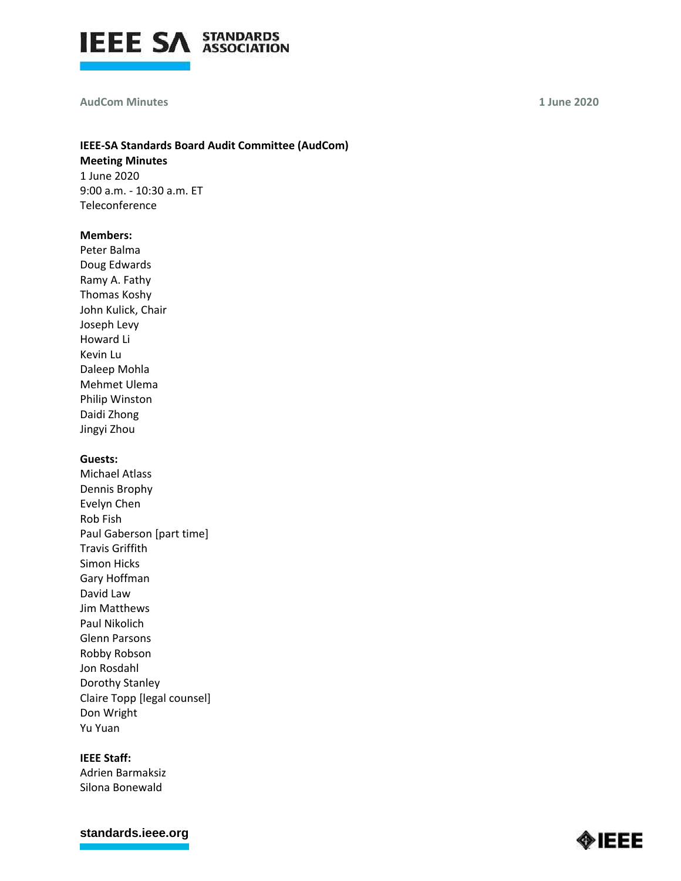**IEEE-SA Standards Board Audit Committee (AudCom)**
**Meeting Minutes**
1 June 2020
9:00 a.m. - 10:30 a.m. ET
Teleconference

**Members:**
Peter Balma
Doug Edwards
Ramy A. Fathy
Thomas Koshy
John Kulick, Chair
Joseph Levy
Howard Li
Kevin Lu
Daleep Mohla
Mehmet Ulema
Philip Winston
Daidi Zhong
Jingyi Zhou

**Guests:**
Michael Atlass
Dennis Brophy
Evelyn Chen
Rob Fish
Paul Gaberson [part time]
Travis Griffith
Simon Hicks
Gary Hoffman
David Law
Jim Matthews
Paul Nikolich
Glenn Parsons
Robby Robson
Jon Rosdahl
Dorothy Stanley
Claire Topp [legal counsel]
Don Wright
Yu Yuan

**IEEE Staff:**
Adrien Barmaksiz
Silona Bonewald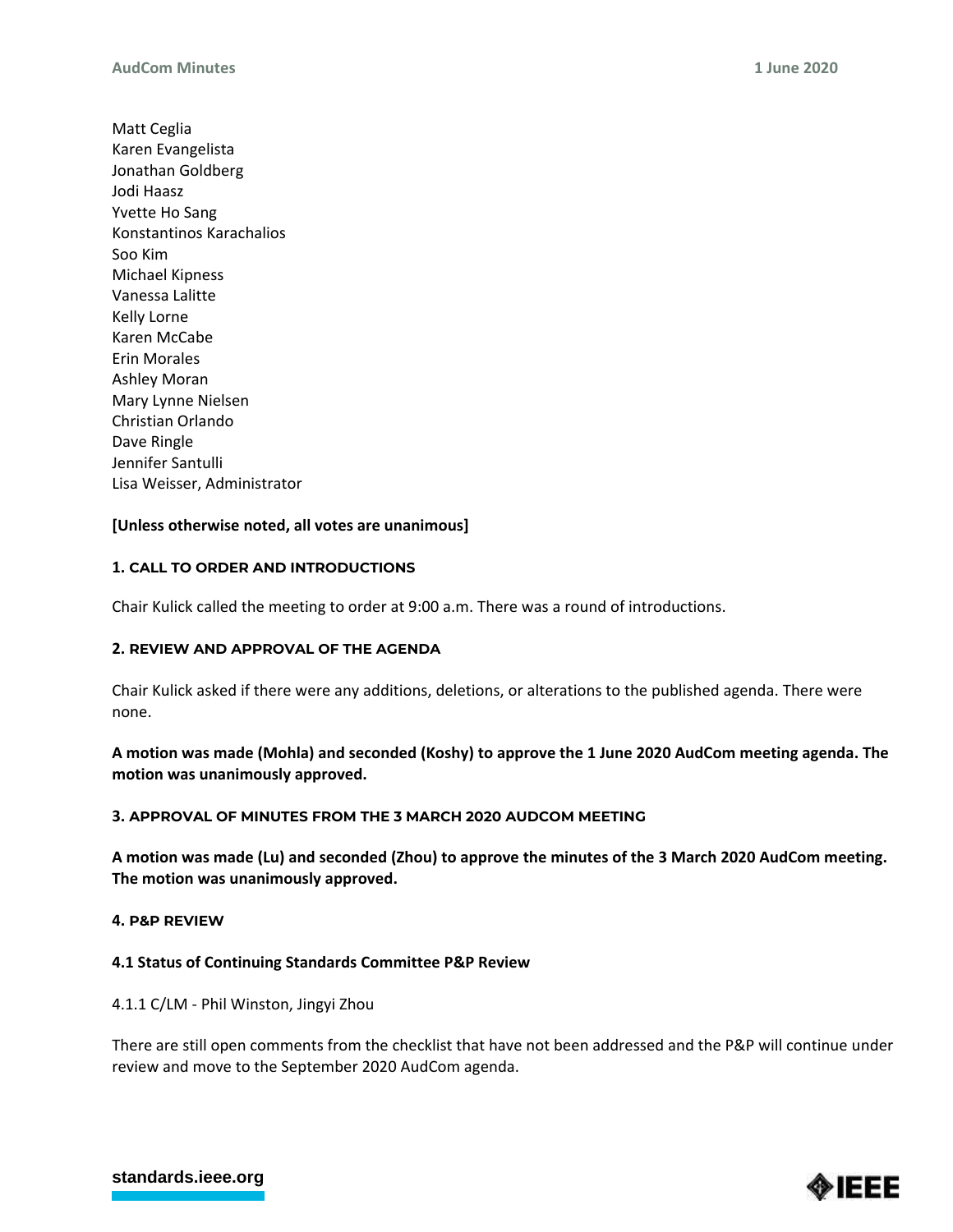Matt Ceglia
Karen Evangelista
Jonathan Goldberg
Jodi Haasz
Yvette Ho Sang
Konstantinos Karachalios
Soo Kim
Michael Kipness
Vanessa Lalitte
Kelly Lorne
Karen McCabe
Erin Morales
Ashley Moran
Mary Lynne Nielsen
Christian Orlando
Dave Ringle
Jennifer Santulli
Lisa Weisser, Administrator

**[Unless otherwise noted, all votes are unanimous]**

### 1. CALL TO ORDER AND INTRODUCTIONS

Chair Kulick called the meeting to order at 9:00 a.m. There was a round of introductions.

### 2. REVIEW AND APPROVAL OF THE AGENDA

Chair Kulick asked if there were any additions, deletions, or alterations to the published agenda. There were none.

**A motion was made (Mohla) and seconded (Koshy) to approve the 1 June 2020 AudCom meeting agenda. The motion was unanimously approved.**

### 3. APPROVAL OF MINUTES FROM THE 3 MARCH 2020 AUDCOM MEETING

**A motion was made (Lu) and seconded (Zhou) to approve the minutes of the 3 March 2020 AudCom meeting. The motion was unanimously approved.**

### 4. P&P REVIEW

#### 4.1 Status of Continuing Standards Committee P&P Review

4.1.1 C/LM - Phil Winston, Jingyi Zhou

There are still open comments from the checklist that have not been addressed and the P&P will continue under review and move to the September 2020 AudCom agenda.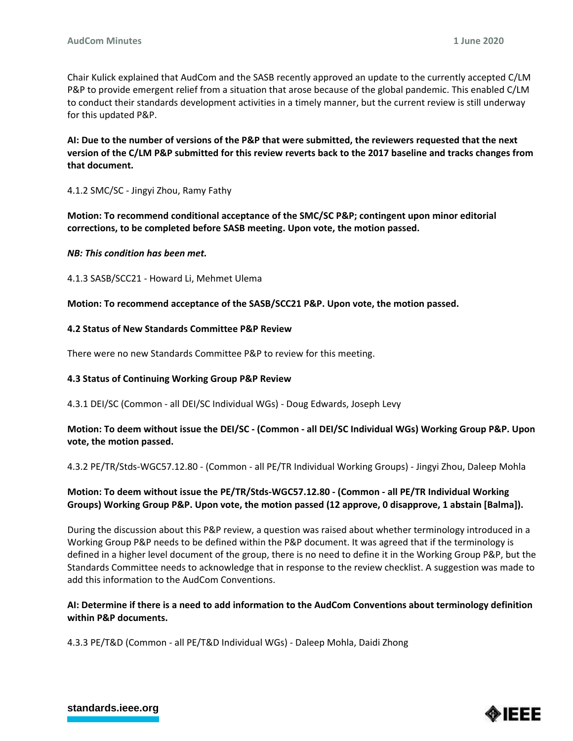Chair Kulick explained that AudCom and the SASB recently approved an update to the currently accepted C/LM P&P to provide emergent relief from a situation that arose because of the global pandemic. This enabled C/LM to conduct their standards development activities in a timely manner, but the current review is still underway for this updated P&P.

**AI: Due to the number of versions of the P&P that were submitted, the reviewers requested that the next version of the C/LM P&P submitted for this review reverts back to the 2017 baseline and tracks changes from that document.**

4.1.2 SMC/SC - Jingyi Zhou, Ramy Fathy

**Motion: To recommend conditional acceptance of the SMC/SC P&P; contingent upon minor editorial corrections, to be completed before SASB meeting. Upon vote, the motion passed.**

***NB: This condition has been met.***

4.1.3 SASB/SCC21 - Howard Li, Mehmet Ulema

**Motion: To recommend acceptance of the SASB/SCC21 P&P. Upon vote, the motion passed.**

**4.2 Status of New Standards Committee P&P Review**

There were no new Standards Committee P&P to review for this meeting.

**4.3 Status of Continuing Working Group P&P Review**

4.3.1 DEI/SC (Common - all DEI/SC Individual WGs) - Doug Edwards, Joseph Levy

**Motion: To deem without issue the DEI/SC - (Common - all DEI/SC Individual WGs) Working Group P&P. Upon vote, the motion passed.**

4.3.2 PE/TR/Stds-WGC57.12.80 - (Common - all PE/TR Individual Working Groups) - Jingyi Zhou, Daleep Mohla

**Motion: To deem without issue the PE/TR/Stds-WGC57.12.80 - (Common - all PE/TR Individual Working Groups) Working Group P&P. Upon vote, the motion passed (12 approve, 0 disapprove, 1 abstain [Balma]).**

During the discussion about this P&P review, a question was raised about whether terminology introduced in a Working Group P&P needs to be defined within the P&P document. It was agreed that if the terminology is defined in a higher level document of the group, there is no need to define it in the Working Group P&P, but the Standards Committee needs to acknowledge that in response to the review checklist. A suggestion was made to add this information to the AudCom Conventions.

**AI: Determine if there is a need to add information to the AudCom Conventions about terminology definition within P&P documents.**

4.3.3 PE/T&D (Common - all PE/T&D Individual WGs) - Daleep Mohla, Daidi Zhong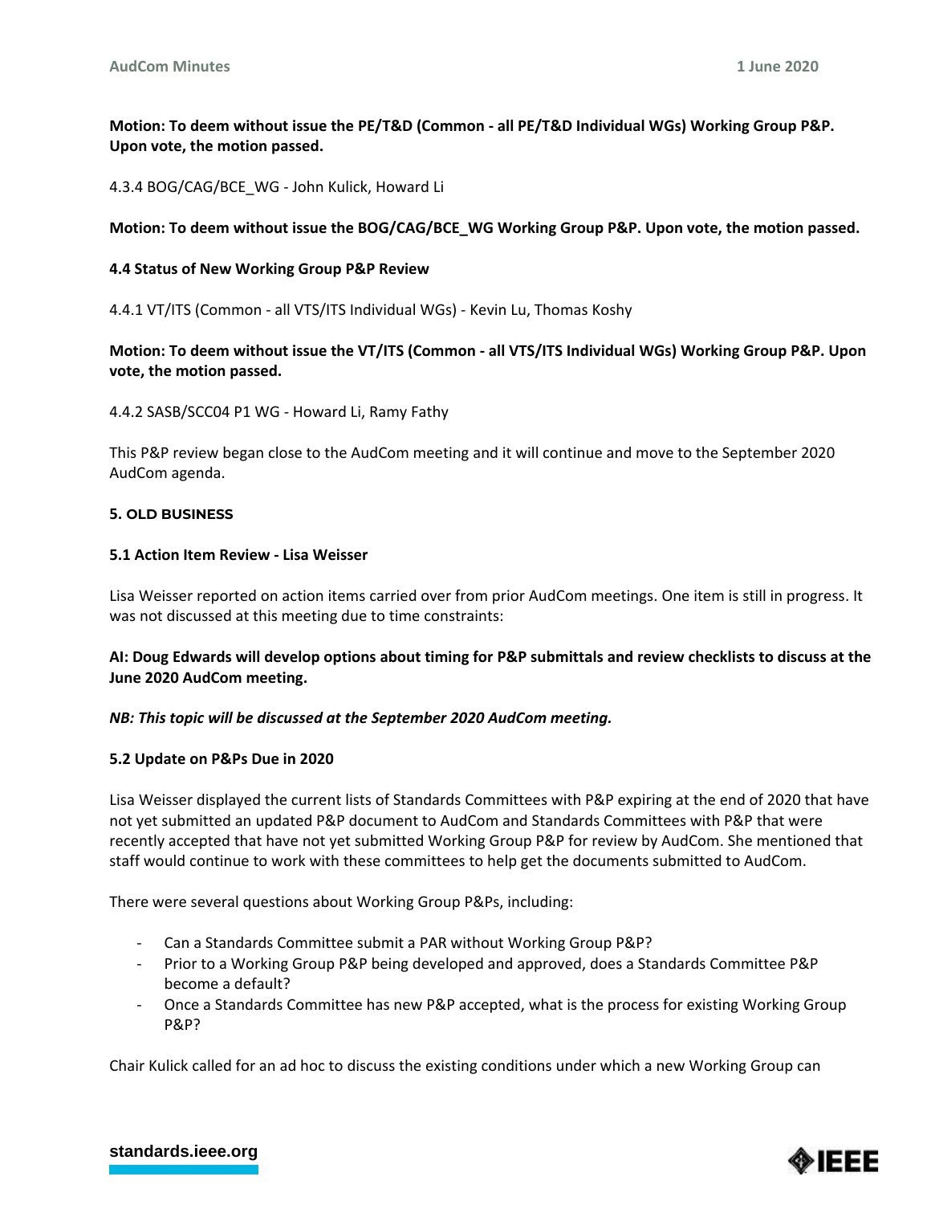**Motion: To deem without issue the PE/T&D (Common - all PE/T&D Individual WGs) Working Group P&P. Upon vote, the motion passed.**

4.3.4 BOG/CAG/BCE_WG - John Kulick, Howard Li

**Motion: To deem without issue the BOG/CAG/BCE_WG Working Group P&P. Upon vote, the motion passed.**

**4.4 Status of New Working Group P&P Review**

4.4.1 VT/ITS (Common - all VTS/ITS Individual WGs) - Kevin Lu, Thomas Koshy

**Motion: To deem without issue the VT/ITS (Common - all VTS/ITS Individual WGs) Working Group P&P. Upon vote, the motion passed.**

4.4.2 SASB/SCC04 P1 WG - Howard Li, Ramy Fathy

This P&P review began close to the AudCom meeting and it will continue and move to the September 2020 AudCom agenda.

## 5. OLD BUSINESS

**5.1 Action Item Review - Lisa Weisser**

Lisa Weisser reported on action items carried over from prior AudCom meetings. One item is still in progress. It was not discussed at this meeting due to time constraints:

**AI: Doug Edwards will develop options about timing for P&P submittals and review checklists to discuss at the June 2020 AudCom meeting.**

***NB: This topic will be discussed at the September 2020 AudCom meeting.***

**5.2 Update on P&Ps Due in 2020**

Lisa Weisser displayed the current lists of Standards Committees with P&P expiring at the end of 2020 that have not yet submitted an updated P&P document to AudCom and Standards Committees with P&P that were recently accepted that have not yet submitted Working Group P&P for review by AudCom. She mentioned that staff would continue to work with these committees to help get the documents submitted to AudCom.

There were several questions about Working Group P&Ps, including:

- Can a Standards Committee submit a PAR without Working Group P&P?
- Prior to a Working Group P&P being developed and approved, does a Standards Committee P&P become a default?
- Once a Standards Committee has new P&P accepted, what is the process for existing Working Group P&P?

Chair Kulick called for an ad hoc to discuss the existing conditions under which a new Working Group can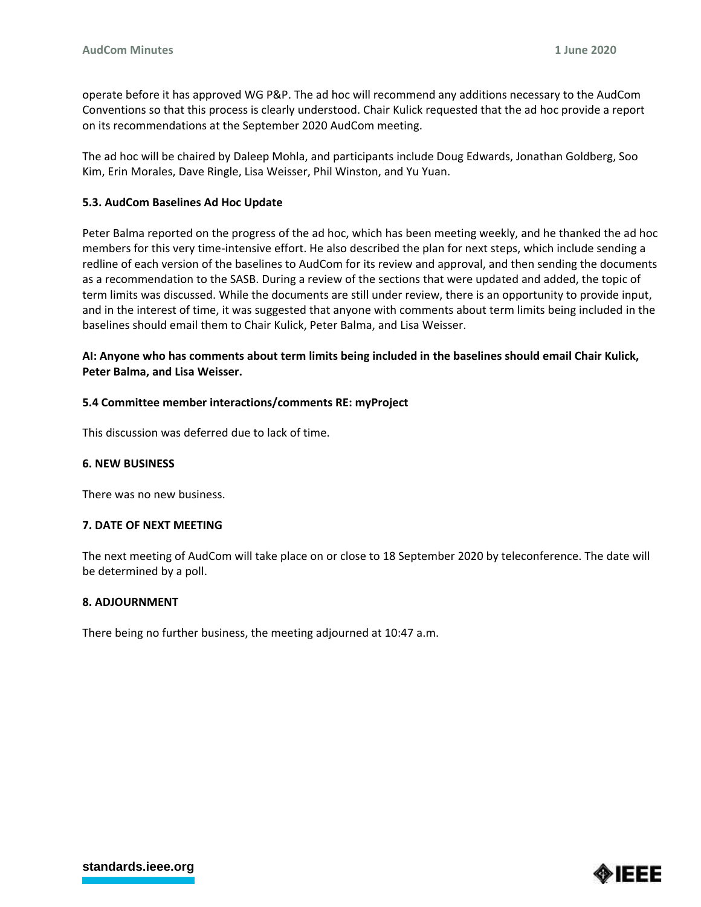operate before it has approved WG P&P. The ad hoc will recommend any additions necessary to the AudCom Conventions so that this process is clearly understood. Chair Kulick requested that the ad hoc provide a report on its recommendations at the September 2020 AudCom meeting.

The ad hoc will be chaired by Daleep Mohla, and participants include Doug Edwards, Jonathan Goldberg, Soo Kim, Erin Morales, Dave Ringle, Lisa Weisser, Phil Winston, and Yu Yuan.

### 5.3. AudCom Baselines Ad Hoc Update

Peter Balma reported on the progress of the ad hoc, which has been meeting weekly, and he thanked the ad hoc members for this very time-intensive effort. He also described the plan for next steps, which include sending a redline of each version of the baselines to AudCom for its review and approval, and then sending the documents as a recommendation to the SASB. During a review of the sections that were updated and added, the topic of term limits was discussed. While the documents are still under review, there is an opportunity to provide input, and in the interest of time, it was suggested that anyone with comments about term limits being included in the baselines should email them to Chair Kulick, Peter Balma, and Lisa Weisser.

**AI: Anyone who has comments about term limits being included in the baselines should email Chair Kulick, Peter Balma, and Lisa Weisser.**

### 5.4 Committee member interactions/comments RE: myProject

This discussion was deferred due to lack of time.

## 6. NEW BUSINESS

There was no new business.

## 7. DATE OF NEXT MEETING

The next meeting of AudCom will take place on or close to 18 September 2020 by teleconference. The date will be determined by a poll.

## 8. ADJOURNMENT

There being no further business, the meeting adjourned at 10:47 a.m.